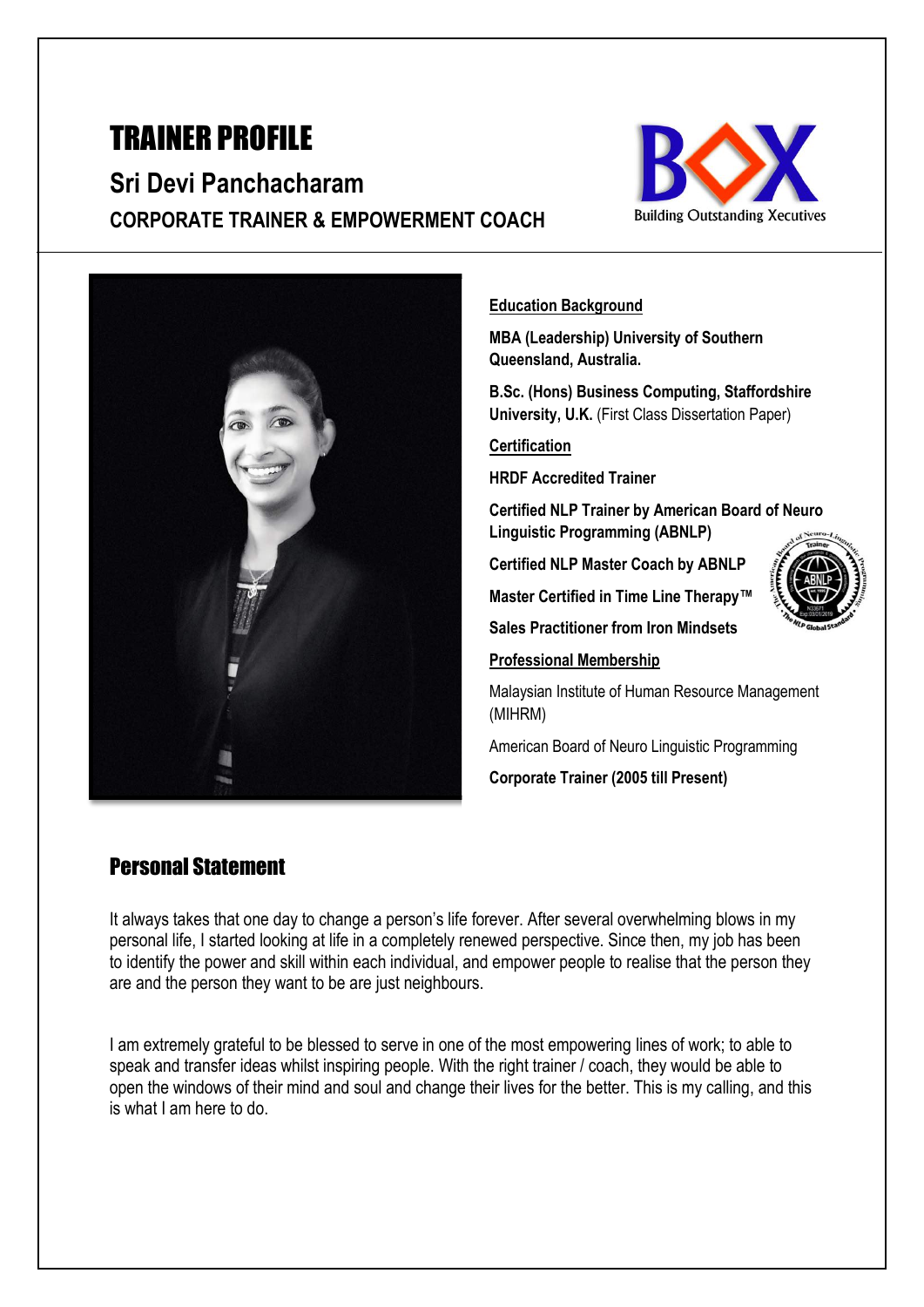# TRAINER PROFILE

## Sri Devi Panchacharam

### CORPORATE TRAINER & EMPOWERMENT COACH

Building Outstanding Xecutives

**Education Background**

**MBA (Leadership) University of Southern Queensland, Australia.**

**B.Sc. (Hons) Business Computing, Staffordshire University, U.K.** (First Class Dissertation Paper)

**Certification**

**HRDF Accredited Trainer**

**Certified NLP Trainer by American Board of Neuro Linguistic Programming (ABNLP)**

**Certified NLP Master Coach by ABNLP**

**Master Certified in Time Line Therapy™**

**Sales Practitioner from Iron Mindsets**

**Professional Membership**

Malaysian Institute of Human Resource Management (MIHRM)

American Board of Neuro Linguistic Programming

**Corporate Trainer (2005 till Present)**

## Personal Statement

It always takes that one day to change a person's life forever. After several overwhelming blows in my personal life, I started looking at life in a completely renewed perspective. Since then, my job has been to identify the power and skill within each individual, and empower people to realise that the person they are and the person they want to be are just neighbours.

I am extremely grateful to be blessed to serve in one of the most empowering lines of work; to able to speak and transfer ideas whilst inspiring people. With the right trainer / coach, they would be able to open the windows of their mind and soul and change their lives for the better. This is my calling, and this is what I am here to do.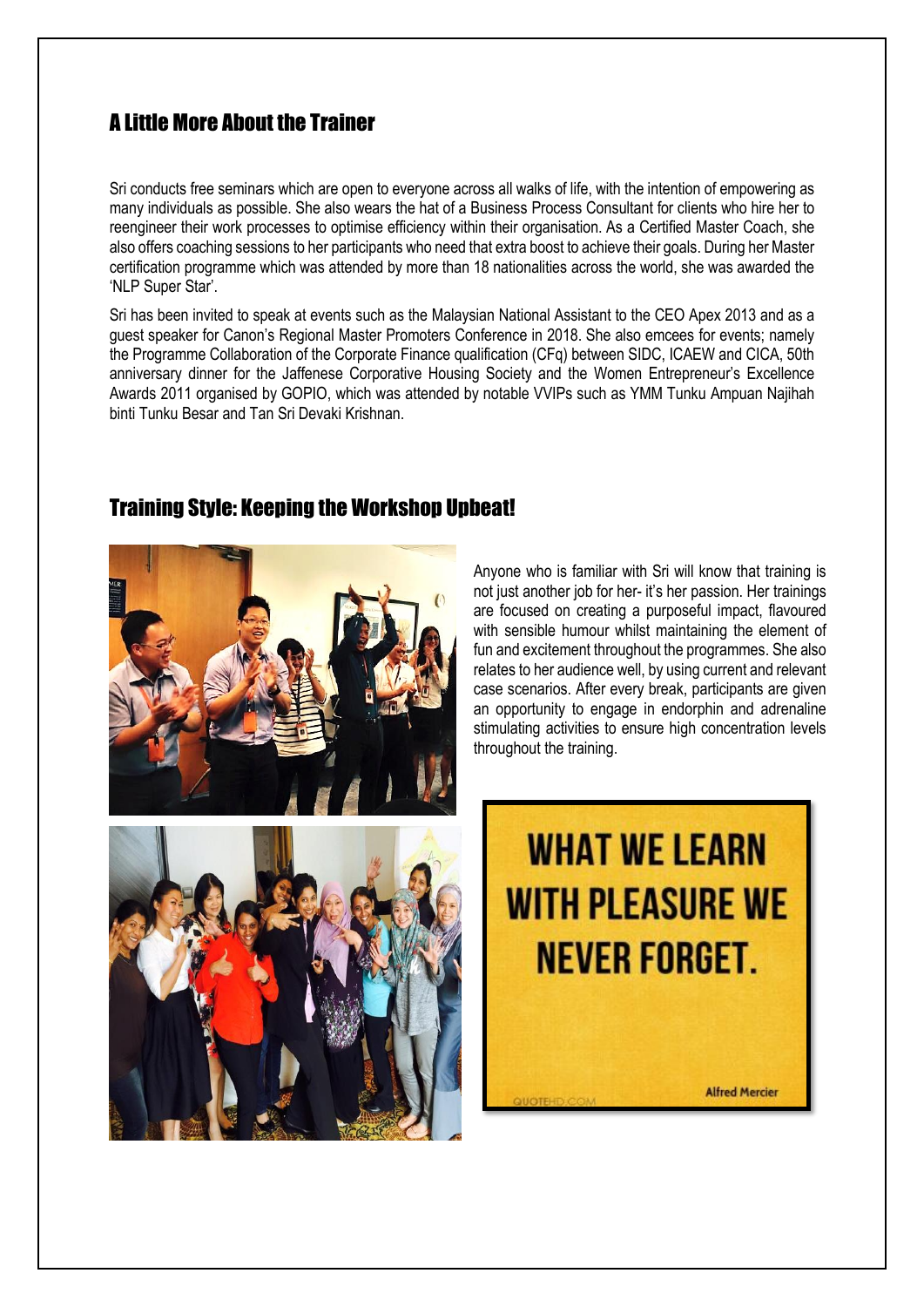## A Little More About the Trainer

Sri conducts free seminars which are open to everyone across all walks of life, with the intention of empowering as many individuals as possible. She also wears the hat of a Business Process Consultant for clients who hire her to reengineer their work processes to optimise efficiency within their organisation. As a Certified Master Coach, she also offers coaching sessions to her participants who need that extra boost to achieve their goals. During her Master certification programme which was attended by more than 18 nationalities across the world, she was awarded the 'NLP Super Star'.

Sri has been invited to speak at events such as the Malaysian National Assistant to the CEO Apex 2013 and as a guest speaker for Canon's Regional Master Promoters Conference in 2018. She also emcees for events; namely the Programme Collaboration of the Corporate Finance qualification (CFq) between SIDC, ICAEW and CICA, 50th anniversary dinner for the Jaffenese Corporative Housing Society and the Women Entrepreneur's Excellence Awards 2011 organised by GOPIO, which was attended by notable VVIPs such as YMM Tunku Ampuan Najihah binti Tunku Besar and Tan Sri Devaki Krishnan.

## Training Style: Keeping the Workshop Upbeat!

Anyone who is familiar with Sri will know that training is not just another job for her- it's her passion. Her trainings are focused on creating a purposeful impact, flavoured with sensible humour whilst maintaining the element of fun and excitement throughout the programmes. She also relates to her audience well, by using current and relevant case scenarios. After every break, participants are given an opportunity to engage in endorphin and adrenaline stimulating activities to ensure high concentration levels throughout the training.

WHAT WE LEARN WITH PLEASURE WE NEVER FORGET.

Alfred Mercier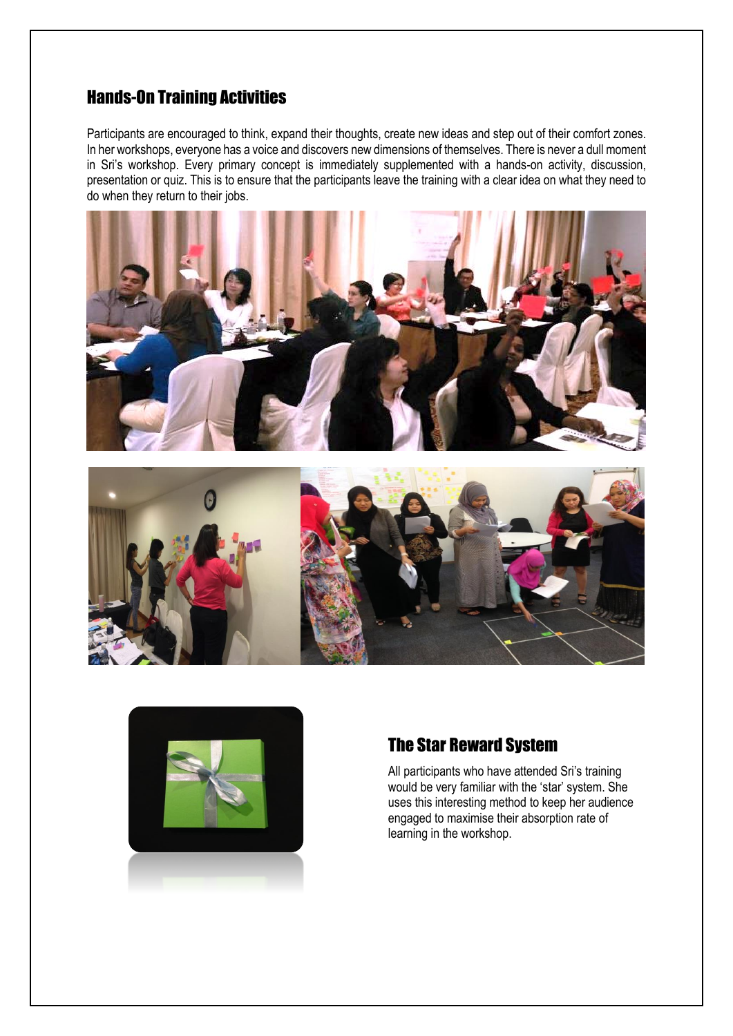## Hands-On Training Activities

Participants are encouraged to think, expand their thoughts, create new ideas and step out of their comfort zones. In her workshops, everyone has a voice and discovers new dimensions of themselves. There is never a dull moment in Sri's workshop. Every primary concept is immediately supplemented with a hands-on activity, discussion, presentation or quiz. This is to ensure that the participants leave the training with a clear idea on what they need to do when they return to their jobs.

## The Star Reward System

All participants who have attended Sri's training would be very familiar with the 'star' system. She uses this interesting method to keep her audience engaged to maximise their absorption rate of learning in the workshop.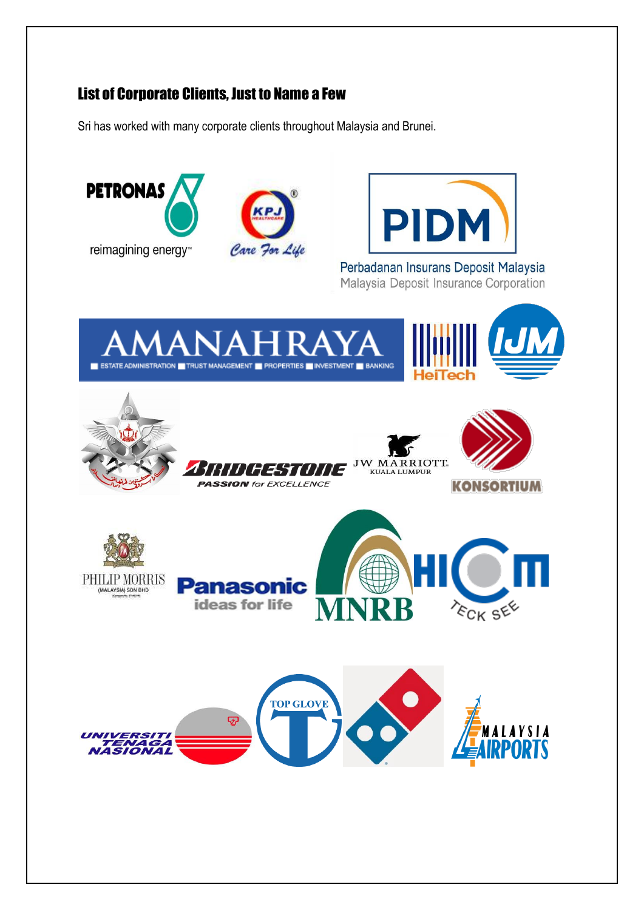## List of Corporate Clients, Just to Name a Few

Sri has worked with many corporate clients throughout Malaysia and Brunei.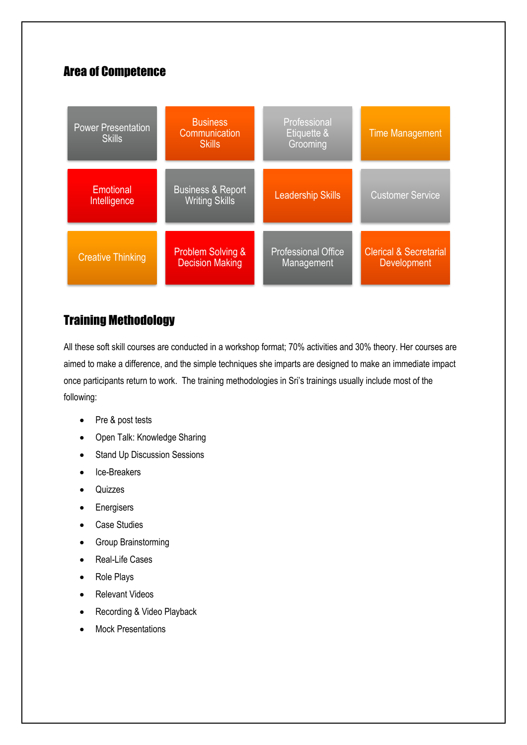## Area of Competence

| | | | |
|---|---|---|---|
| Power Presentation Skills | Business Communication Skills | Professional Etiquette & Grooming | Time Management |
| Emotional Intelligence | Business & Report Writing Skills | Leadership Skills | Customer Service |
| Creative Thinking | Problem Solving & Decision Making | Professional Office Management | Clerical & Secretarial Development |

## Training Methodology

All these soft skill courses are conducted in a workshop format; 70% activities and 30% theory. Her courses are aimed to make a difference, and the simple techniques she imparts are designed to make an immediate impact once participants return to work. The training methodologies in Sri's trainings usually include most of the following:

- Pre & post tests
- Open Talk: Knowledge Sharing
- Stand Up Discussion Sessions
- Ice-Breakers
- Quizzes
- Energisers
- Case Studies
- Group Brainstorming
- Real-Life Cases
- Role Plays
- Relevant Videos
- Recording & Video Playback
- Mock Presentations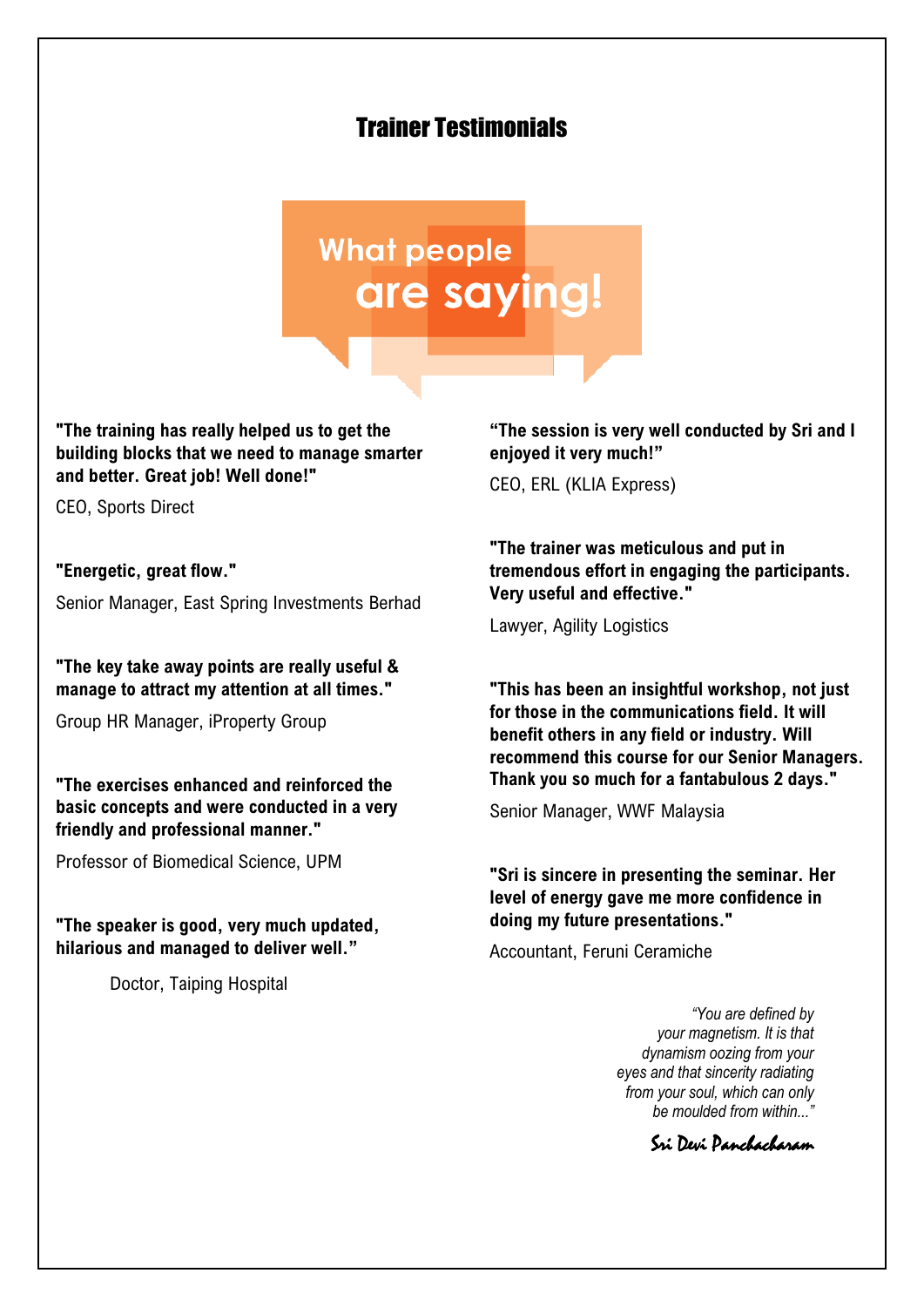# Trainer Testimonials

What people are saying!

**"The training has really helped us to get the building blocks that we need to manage smarter and better. Great job! Well done!"**

CEO, Sports Direct

**"Energetic, great flow."**

Senior Manager, East Spring Investments Berhad

**"The key take away points are really useful & manage to attract my attention at all times."**

Group HR Manager, iProperty Group

**"The exercises enhanced and reinforced the basic concepts and were conducted in a very friendly and professional manner."**

Professor of Biomedical Science, UPM

**"The speaker is good, very much updated, hilarious and managed to deliver well."**

Doctor, Taiping Hospital

**"The session is very well conducted by Sri and I enjoyed it very much!"**

CEO, ERL (KLIA Express)

**"The trainer was meticulous and put in tremendous effort in engaging the participants. Very useful and effective."**

Lawyer, Agility Logistics

**"This has been an insightful workshop, not just for those in the communications field. It will benefit others in any field or industry. Will recommend this course for our Senior Managers. Thank you so much for a fantabulous 2 days."**

Senior Manager, WWF Malaysia

**"Sri is sincere in presenting the seminar. Her level of energy gave me more confidence in doing my future presentations."**

Accountant, Feruni Ceramiche

*"You are defined by your magnetism. It is that dynamism oozing from your eyes and that sincerity radiating from your soul, which can only be moulded from within..."*

Sri Devi Panchacharam